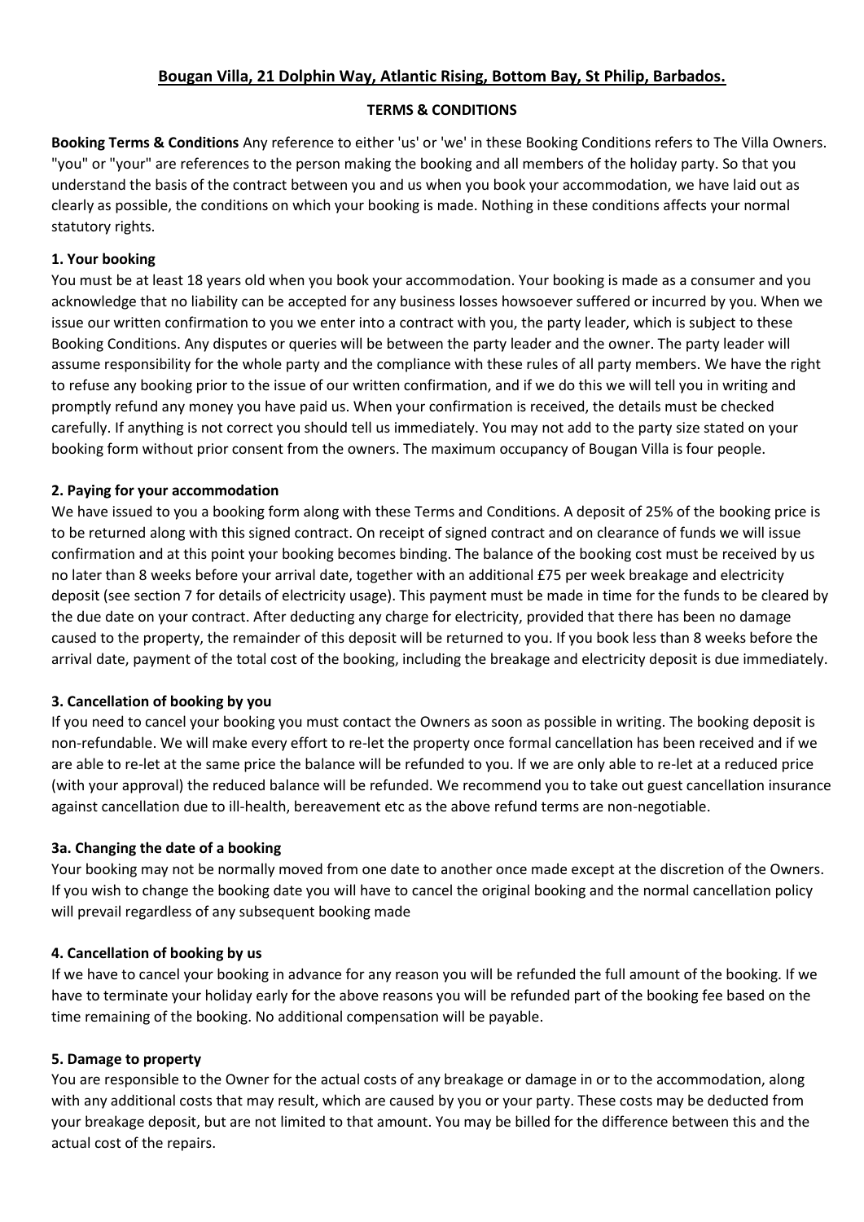# Bougan Villa, 21 Dolphin Way, Atlantic Rising, Bottom Bay, St Philip, Barbados.

## TERMS & CONDITIONS

**Booking Terms & Conditions** Any reference to either 'us' or 'we' in these Booking Conditions refers to The Villa Owners. "you" or "your" are references to the person making the booking and all members of the holiday party. So that you understand the basis of the contract between you and us when you book your accommodation, we have laid out as clearly as possible, the conditions on which your booking is made. Nothing in these conditions affects your normal statutory rights.

### 1. Your booking

You must be at least 18 years old when you book your accommodation. Your booking is made as a consumer and you acknowledge that no liability can be accepted for any business losses howsoever suffered or incurred by you. When we issue our written confirmation to you we enter into a contract with you, the party leader, which is subject to these Booking Conditions. Any disputes or queries will be between the party leader and the owner. The party leader will assume responsibility for the whole party and the compliance with these rules of all party members. We have the right to refuse any booking prior to the issue of our written confirmation, and if we do this we will tell you in writing and promptly refund any money you have paid us. When your confirmation is received, the details must be checked carefully. If anything is not correct you should tell us immediately. You may not add to the party size stated on your booking form without prior consent from the owners. The maximum occupancy of Bougan Villa is four people.

### 2. Paying for your accommodation

We have issued to you a booking form along with these Terms and Conditions. A deposit of 25% of the booking price is to be returned along with this signed contract. On receipt of signed contract and on clearance of funds we will issue confirmation and at this point your booking becomes binding. The balance of the booking cost must be received by us no later than 8 weeks before your arrival date, together with an additional £75 per week breakage and electricity deposit (see section 7 for details of electricity usage). This payment must be made in time for the funds to be cleared by the due date on your contract. After deducting any charge for electricity, provided that there has been no damage caused to the property, the remainder of this deposit will be returned to you. If you book less than 8 weeks before the arrival date, payment of the total cost of the booking, including the breakage and electricity deposit is due immediately.

### 3. Cancellation of booking by you

If you need to cancel your booking you must contact the Owners as soon as possible in writing. The booking deposit is non-refundable. We will make every effort to re-let the property once formal cancellation has been received and if we are able to re-let at the same price the balance will be refunded to you. If we are only able to re-let at a reduced price (with your approval) the reduced balance will be refunded. We recommend you to take out guest cancellation insurance against cancellation due to ill-health, bereavement etc as the above refund terms are non-negotiable.

### 3a. Changing the date of a booking

Your booking may not be normally moved from one date to another once made except at the discretion of the Owners. If you wish to change the booking date you will have to cancel the original booking and the normal cancellation policy will prevail regardless of any subsequent booking made

### 4. Cancellation of booking by us

If we have to cancel your booking in advance for any reason you will be refunded the full amount of the booking. If we have to terminate your holiday early for the above reasons you will be refunded part of the booking fee based on the time remaining of the booking. No additional compensation will be payable.

### 5. Damage to property

You are responsible to the Owner for the actual costs of any breakage or damage in or to the accommodation, along with any additional costs that may result, which are caused by you or your party. These costs may be deducted from your breakage deposit, but are not limited to that amount. You may be billed for the difference between this and the actual cost of the repairs.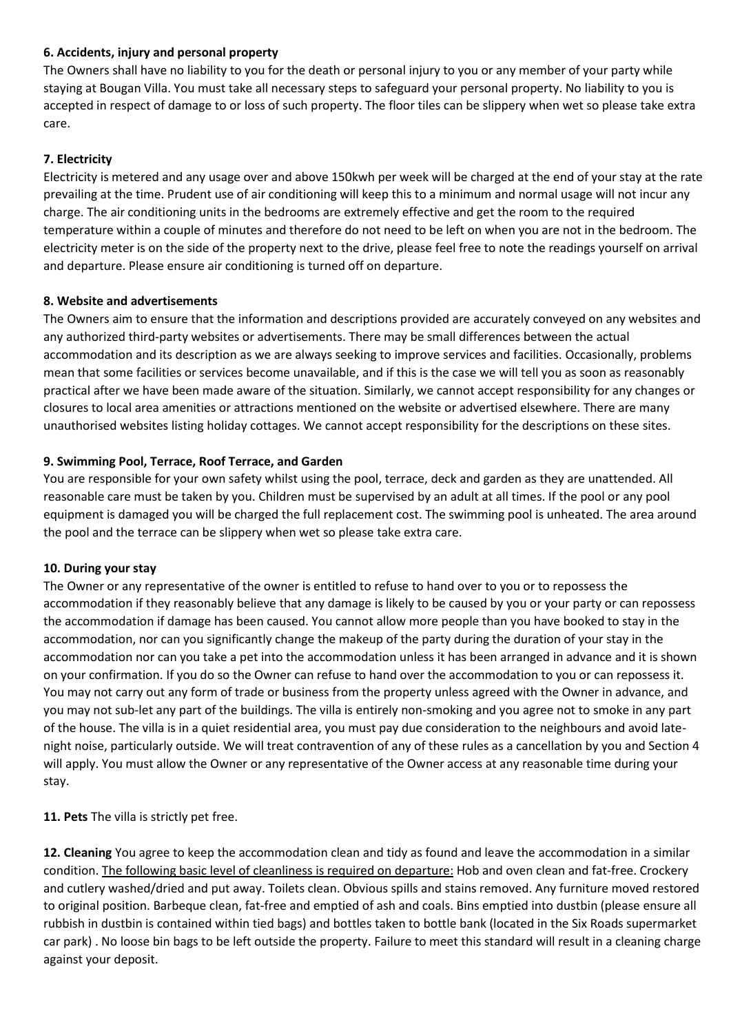**6. Accidents, injury and personal property**

The Owners shall have no liability to you for the death or personal injury to you or any member of your party while staying at Bougan Villa. You must take all necessary steps to safeguard your personal property. No liability to you is accepted in respect of damage to or loss of such property. The floor tiles can be slippery when wet so please take extra care.

**7. Electricity**

Electricity is metered and any usage over and above 150kwh per week will be charged at the end of your stay at the rate prevailing at the time. Prudent use of air conditioning will keep this to a minimum and normal usage will not incur any charge. The air conditioning units in the bedrooms are extremely effective and get the room to the required temperature within a couple of minutes and therefore do not need to be left on when you are not in the bedroom. The electricity meter is on the side of the property next to the drive, please feel free to note the readings yourself on arrival and departure. Please ensure air conditioning is turned off on departure.

**8. Website and advertisements**

The Owners aim to ensure that the information and descriptions provided are accurately conveyed on any websites and any authorized third-party websites or advertisements. There may be small differences between the actual accommodation and its description as we are always seeking to improve services and facilities. Occasionally, problems mean that some facilities or services become unavailable, and if this is the case we will tell you as soon as reasonably practical after we have been made aware of the situation. Similarly, we cannot accept responsibility for any changes or closures to local area amenities or attractions mentioned on the website or advertised elsewhere. There are many unauthorised websites listing holiday cottages. We cannot accept responsibility for the descriptions on these sites.

**9. Swimming Pool, Terrace, Roof Terrace, and Garden**

You are responsible for your own safety whilst using the pool, terrace, deck and garden as they are unattended. All reasonable care must be taken by you. Children must be supervised by an adult at all times. If the pool or any pool equipment is damaged you will be charged the full replacement cost. The swimming pool is unheated. The area around the pool and the terrace can be slippery when wet so please take extra care.

**10. During your stay**

The Owner or any representative of the owner is entitled to refuse to hand over to you or to repossess the accommodation if they reasonably believe that any damage is likely to be caused by you or your party or can repossess the accommodation if damage has been caused. You cannot allow more people than you have booked to stay in the accommodation, nor can you significantly change the makeup of the party during the duration of your stay in the accommodation nor can you take a pet into the accommodation unless it has been arranged in advance and it is shown on your confirmation. If you do so the Owner can refuse to hand over the accommodation to you or can repossess it. You may not carry out any form of trade or business from the property unless agreed with the Owner in advance, and you may not sub-let any part of the buildings. The villa is entirely non-smoking and you agree not to smoke in any part of the house. The villa is in a quiet residential area, you must pay due consideration to the neighbours and avoid late-night noise, particularly outside. We will treat contravention of any of these rules as a cancellation by you and Section 4 will apply. You must allow the Owner or any representative of the Owner access at any reasonable time during your stay.

**11. Pets** The villa is strictly pet free.

**12. Cleaning** You agree to keep the accommodation clean and tidy as found and leave the accommodation in a similar condition. <u>The following basic level of cleanliness is required on departure:</u> Hob and oven clean and fat-free. Crockery and cutlery washed/dried and put away. Toilets clean. Obvious spills and stains removed. Any furniture moved restored to original position. Barbeque clean, fat-free and emptied of ash and coals. Bins emptied into dustbin (please ensure all rubbish in dustbin is contained within tied bags) and bottles taken to bottle bank (located in the Six Roads supermarket car park) . No loose bin bags to be left outside the property. Failure to meet this standard will result in a cleaning charge against your deposit.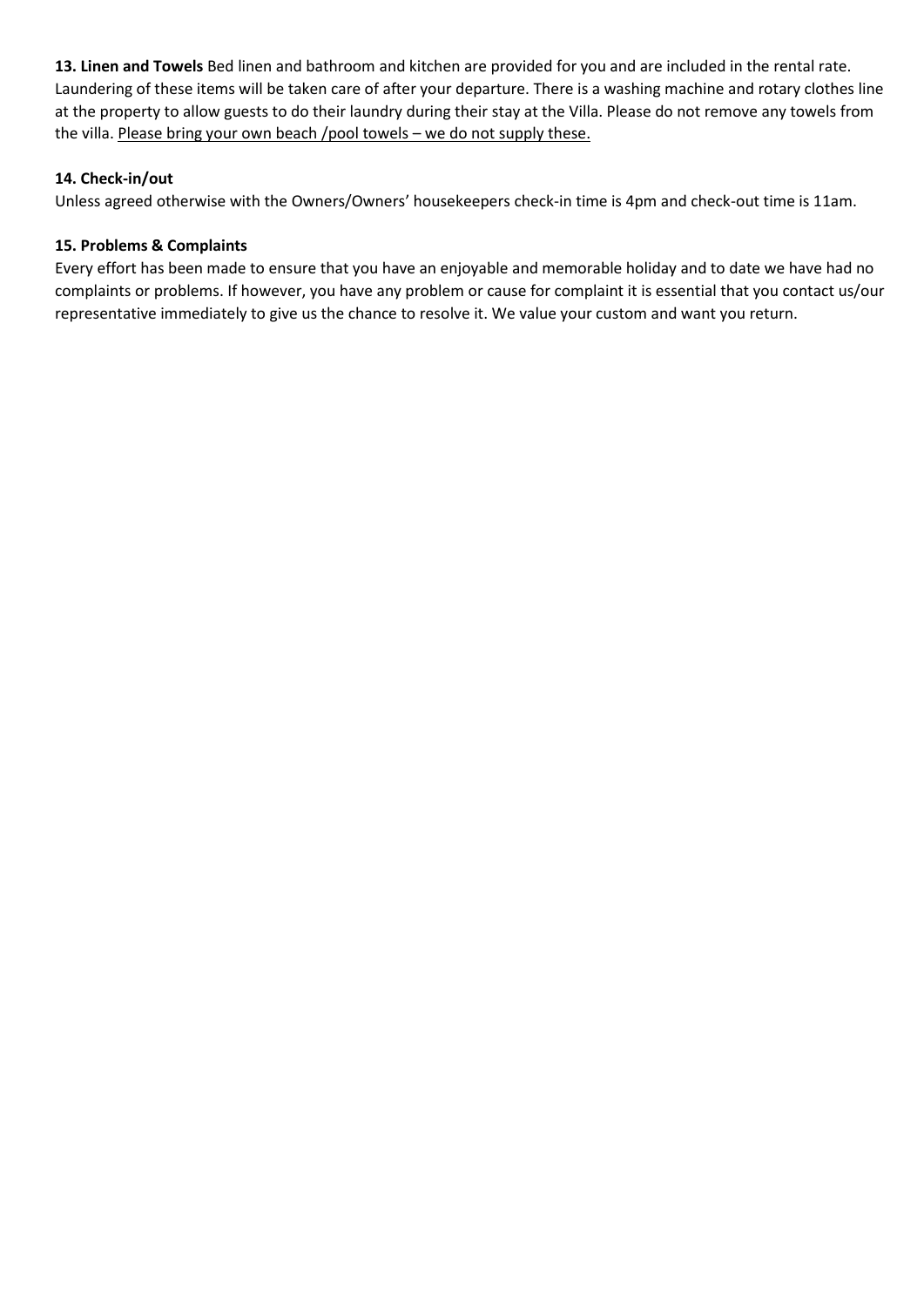**13. Linen and Towels** Bed linen and bathroom and kitchen are provided for you and are included in the rental rate. Laundering of these items will be taken care of after your departure. There is a washing machine and rotary clothes line at the property to allow guests to do their laundry during their stay at the Villa. Please do not remove any towels from the villa. <u>Please bring your own beach /pool towels – we do not supply these.</u>

**14. Check-in/out**

Unless agreed otherwise with the Owners/Owners' housekeepers check-in time is 4pm and check-out time is 11am.

**15. Problems & Complaints**

Every effort has been made to ensure that you have an enjoyable and memorable holiday and to date we have had no complaints or problems. If however, you have any problem or cause for complaint it is essential that you contact us/our representative immediately to give us the chance to resolve it. We value your custom and want you return.